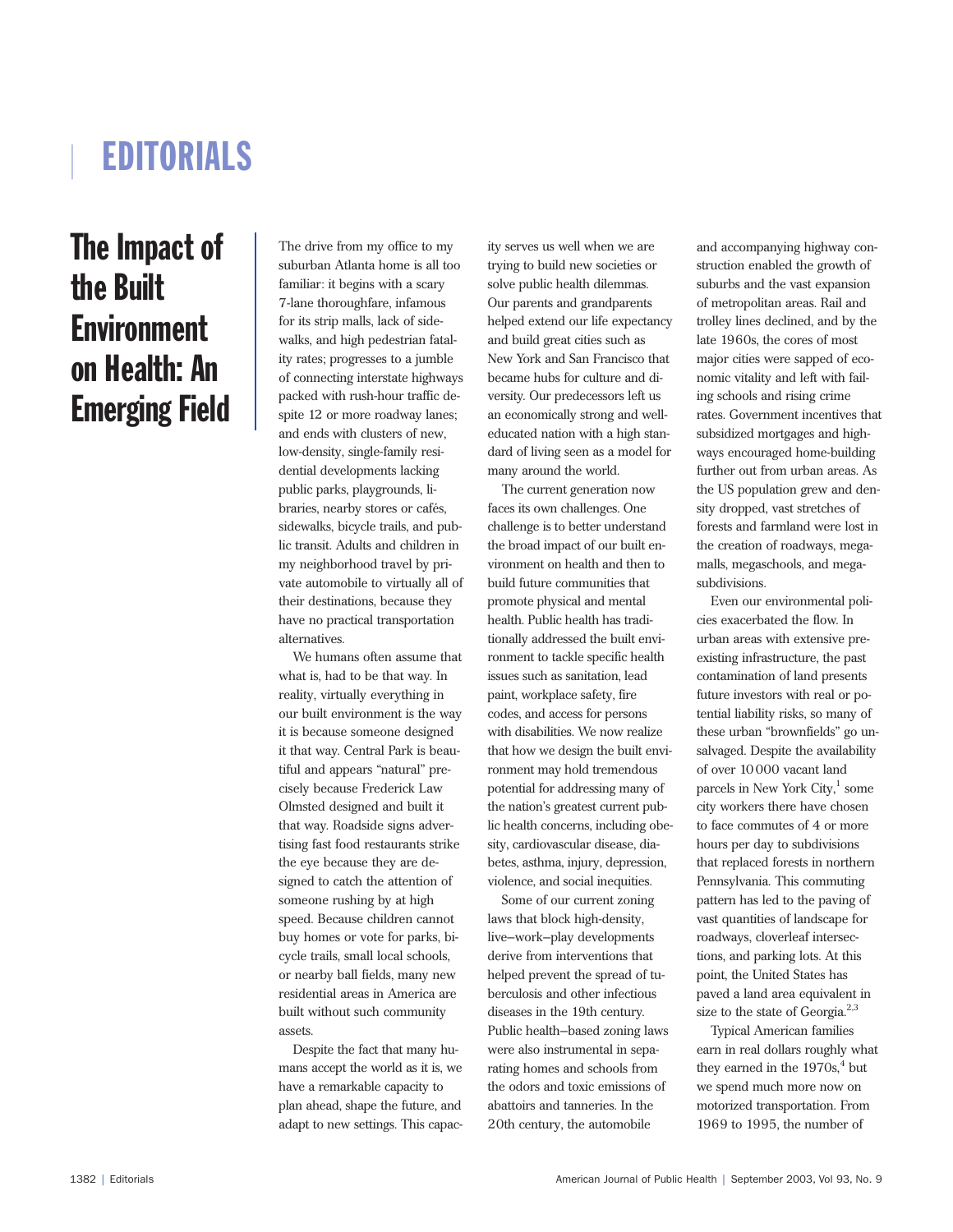# EDITORIALS

## The Impact of the Built Environment on Health: An Emerging Field

The drive from my office to my suburban Atlanta home is all too familiar: it begins with a scary 7-lane thoroughfare, infamous for its strip malls, lack of sidewalks, and high pedestrian fatality rates; progresses to a jumble of connecting interstate highways packed with rush-hour traffic despite 12 or more roadway lanes; and ends with clusters of new, low-density, single-family residential developments lacking public parks, playgrounds, libraries, nearby stores or cafés, sidewalks, bicycle trails, and public transit. Adults and children in my neighborhood travel by private automobile to virtually all of their destinations, because they have no practical transportation alternatives.

We humans often assume that what is, had to be that way. In reality, virtually everything in our built environment is the way it is because someone designed it that way. Central Park is beautiful and appears "natural" precisely because Frederick Law Olmsted designed and built it that way. Roadside signs advertising fast food restaurants strike the eye because they are designed to catch the attention of someone rushing by at high speed. Because children cannot buy homes or vote for parks, bicycle trails, small local schools, or nearby ball fields, many new residential areas in America are built without such community assets.

Despite the fact that many humans accept the world as it is, we have a remarkable capacity to plan ahead, shape the future, and adapt to new settings. This capacity serves us well when we are trying to build new societies or solve public health dilemmas. Our parents and grandparents helped extend our life expectancy and build great cities such as New York and San Francisco that became hubs for culture and diversity. Our predecessors left us an economically strong and well-educated nation with a high standard of living seen as a model for many around the world.

The current generation now faces its own challenges. One challenge is to better understand the broad impact of our built environment on health and then to build future communities that promote physical and mental health. Public health has traditionally addressed the built environment to tackle specific health issues such as sanitation, lead paint, workplace safety, fire codes, and access for persons with disabilities. We now realize that how we design the built environment may hold tremendous potential for addressing many of the nation's greatest current public health concerns, including obesity, cardiovascular disease, diabetes, asthma, injury, depression, violence, and social inequities.

Some of our current zoning laws that block high-density, live–work–play developments derive from interventions that helped prevent the spread of tuberculosis and other infectious diseases in the 19th century. Public health–based zoning laws were also instrumental in separating homes and schools from the odors and toxic emissions of abattoirs and tanneries. In the 20th century, the automobile and accompanying highway construction enabled the growth of suburbs and the vast expansion of metropolitan areas. Rail and trolley lines declined, and by the late 1960s, the cores of most major cities were sapped of economic vitality and left with failing schools and rising crime rates. Government incentives that subsidized mortgages and highways encouraged home-building further out from urban areas. As the US population grew and density dropped, vast stretches of forests and farmland were lost in the creation of roadways, megamalls, megaschools, and megasubdivisions.

Even our environmental policies exacerbated the flow. In urban areas with extensive preexisting infrastructure, the past contamination of land presents future investors with real or potential liability risks, so many of these urban "brownfields" go unsalvaged. Despite the availability of over 10 000 vacant land parcels in New York City,[1] some city workers there have chosen to face commutes of 4 or more hours per day to subdivisions that replaced forests in northern Pennsylvania. This commuting pattern has led to the paving of vast quantities of landscape for roadways, cloverleaf intersections, and parking lots. At this point, the United States has paved a land area equivalent in size to the state of Georgia.[2,3]

Typical American families earn in real dollars roughly what they earned in the 1970s,[4] but we spend much more now on motorized transportation. From 1969 to 1995, the number of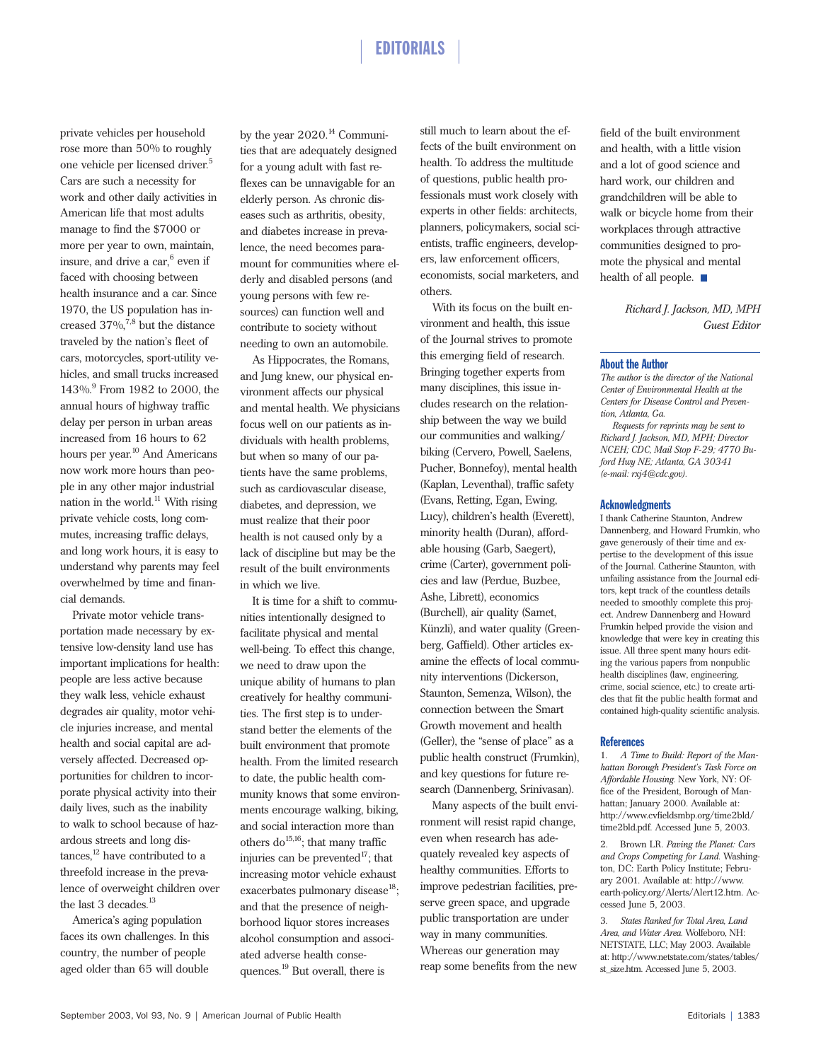private vehicles per household rose more than 50% to roughly one vehicle per licensed driver.[5] Cars are such a necessity for work and other daily activities in American life that most adults manage to find the $7000 or more per year to own, maintain, insure, and drive a car,[6] even if faced with choosing between health insurance and a car. Since 1970, the US population has increased 37%,[7,8] but the distance traveled by the nation's fleet of cars, motorcycles, sport-utility vehicles, and small trucks increased 143%.[9] From 1982 to 2000, the annual hours of highway traffic delay per person in urban areas increased from 16 hours to 62 hours per year.[10] And Americans now work more hours than people in any other major industrial nation in the world.[11] With rising private vehicle costs, long commutes, increasing traffic delays, and long work hours, it is easy to understand why parents may feel overwhelmed by time and financial demands.

Private motor vehicle transportation made necessary by extensive low-density land use has important implications for health: people are less active because they walk less, vehicle exhaust degrades air quality, motor vehicle injuries increase, and mental health and social capital are adversely affected. Decreased opportunities for children to incorporate physical activity into their daily lives, such as the inability to walk to school because of hazardous streets and long distances,[12] have contributed to a threefold increase in the prevalence of overweight children over the last 3 decades.[13]

America's aging population faces its own challenges. In this country, the number of people aged older than 65 will double by the year 2020.[14] Communities that are adequately designed for a young adult with fast reflexes can be unnavigable for an elderly person. As chronic diseases such as arthritis, obesity, and diabetes increase in prevalence, the need becomes paramount for communities where elderly and disabled persons (and young persons with few resources) can function well and contribute to society without needing to own an automobile.

As Hippocrates, the Romans, and Jung knew, our physical environment affects our physical and mental health. We physicians focus well on our patients as individuals with health problems, but when so many of our patients have the same problems, such as cardiovascular disease, diabetes, and depression, we must realize that their poor health is not caused only by a lack of discipline but may be the result of the built environments in which we live.

It is time for a shift to communities intentionally designed to facilitate physical and mental well-being. To effect this change, we need to draw upon the unique ability of humans to plan creatively for healthy communities. The first step is to understand better the elements of the built environment that promote health. From the limited research to date, the public health community knows that some environments encourage walking, biking, and social interaction more than others do[15,16]; that many traffic injuries can be prevented[17]; that increasing motor vehicle exhaust exacerbates pulmonary disease[18]; and that the presence of neighborhood liquor stores increases alcohol consumption and associated adverse health consequences.[19] But overall, there is still much to learn about the effects of the built environment on health. To address the multitude of questions, public health professionals must work closely with experts in other fields: architects, planners, policymakers, social scientists, traffic engineers, developers, law enforcement officers, economists, social marketers, and others.

With its focus on the built environment and health, this issue of the Journal strives to promote this emerging field of research. Bringing together experts from many disciplines, this issue includes research on the relationship between the way we build our communities and walking/biking (Cervero, Powell, Saelens, Pucher, Bonnefoy), mental health (Kaplan, Leventhal), traffic safety (Evans, Retting, Egan, Ewing, Lucy), children's health (Everett), minority health (Duran), affordable housing (Garb, Saegert), crime (Carter), government policies and law (Perdue, Buzbee, Ashe, Librett), economics (Burchell), air quality (Samet, Künzli), and water quality (Greenberg, Gaffield). Other articles examine the effects of local community interventions (Dickerson, Staunton, Semenza, Wilson), the connection between the Smart Growth movement and health (Geller), the "sense of place" as a public health construct (Frumkin), and key questions for future research (Dannenberg, Srinivasan).

Many aspects of the built environment will resist rapid change, even when research has adequately revealed key aspects of healthy communities. Efforts to improve pedestrian facilities, preserve green space, and upgrade public transportation are under way in many communities. Whereas our generation may reap some benefits from the new field of the built environment and health, with a little vision and a lot of good science and hard work, our children and grandchildren will be able to walk or bicycle home from their workplaces through attractive communities designed to promote the physical and mental health of all people. ■

*Richard J. Jackson, MD, MPH*
*Guest Editor*

### About the Author

*The author is the director of the National Center of Environmental Health at the Centers for Disease Control and Prevention, Atlanta, Ga.*

*Requests for reprints may be sent to Richard J. Jackson, MD, MPH; Director NCEH; CDC, Mail Stop F-29; 4770 Buford Hwy NE; Atlanta, GA 30341 (e-mail: rxj4@cdc.gov).*

### Acknowledgments

I thank Catherine Staunton, Andrew Dannenberg, and Howard Frumkin, who gave generously of their time and expertise to the development of this issue of the Journal. Catherine Staunton, with unfailing assistance from the Journal editors, kept track of the countless details needed to smoothly complete this project. Andrew Dannenberg and Howard Frumkin helped provide the vision and knowledge that were key in creating this issue. All three spent many hours editing the various papers from nonpublic health disciplines (law, engineering, crime, social science, etc.) to create articles that fit the public health format and contained high-quality scientific analysis.

### References

1. *A Time to Build: Report of the Manhattan Borough President's Task Force on Affordable Housing.* New York, NY: Office of the President, Borough of Manhattan; January 2000. Available at: http://www.cvfieldsmbp.org/time2bld/time2bld.pdf. Accessed June 5, 2003.
2. Brown LR. *Paving the Planet: Cars and Crops Competing for Land.* Washington, DC: Earth Policy Institute; February 2001. Available at: http://www.earth-policy.org/Alerts/Alert12.htm. Accessed June 5, 2003.
3. *States Ranked for Total Area, Land Area, and Water Area.* Wolfeboro, NH: NETSTATE, LLC; May 2003. Available at: http://www.netstate.com/states/tables/st_size.htm. Accessed June 5, 2003.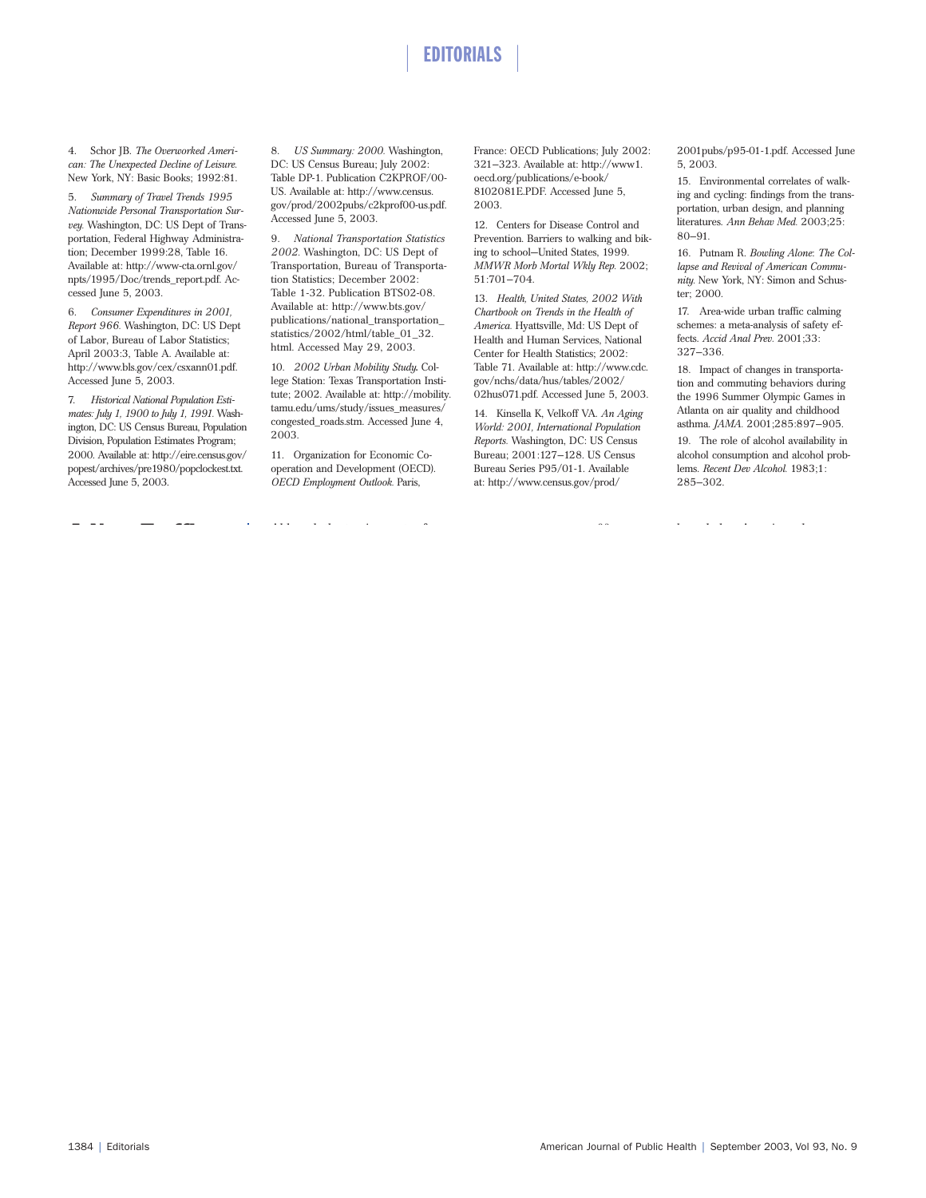4. Schor JB. *The Overworked American: The Unexpected Decline of Leisure.* New York, NY: Basic Books; 1992:81.

5. *Summary of Travel Trends 1995 Nationwide Personal Transportation Survey.* Washington, DC: US Dept of Transportation, Federal Highway Administration; December 1999:28, Table 16. Available at: http://www-cta.ornl.gov/npts/1995/Doc/trends_report.pdf. Accessed June 5, 2003.

6. *Consumer Expenditures in 2001, Report 966.* Washington, DC: US Dept of Labor, Bureau of Labor Statistics; April 2003:3, Table A. Available at: http://www.bls.gov/cex/csxann01.pdf. Accessed June 5, 2003.

7. *Historical National Population Estimates: July 1, 1900 to July 1, 1991.* Washington, DC: US Census Bureau, Population Division, Population Estimates Program; 2000. Available at: http://eire.census.gov/popest/archives/pre1980/popclockest.txt. Accessed June 5, 2003.

8. *US Summary: 2000.* Washington, DC: US Census Bureau; July 2002: Table DP-1. Publication C2KPROF/00-US. Available at: http://www.census.gov/prod/2002pubs/c2kprof00-us.pdf. Accessed June 5, 2003.

9. *National Transportation Statistics 2002.* Washington, DC: US Dept of Transportation, Bureau of Transportation Statistics; December 2002: Table 1-32. Publication BTS02-08. Available at: http://www.bts.gov/publications/national_transportation_statistics/2002/html/table_01_32.html. Accessed May 29, 2003.

10. *2002 Urban Mobility Study.* College Station: Texas Transportation Institute; 2002. Available at: http://mobility.tamu.edu/ums/study/issues_measures/congested_roads.stm. Accessed June 4, 2003.

11. Organization for Economic Cooperation and Development (OECD). *OECD Employment Outlook.* Paris, France: OECD Publications; July 2002: 321–323. Available at: http://www1.oecd.org/publications/e-book/8102081E.PDF. Accessed June 5, 2003.

12. Centers for Disease Control and Prevention. Barriers to walking and biking to school—United States, 1999. *MMWR Morb Mortal Wkly Rep.* 2002; 51:701–704.

13. *Health, United States, 2002 With Chartbook on Trends in the Health of America.* Hyattsville, Md: US Dept of Health and Human Services, National Center for Health Statistics; 2002: Table 71. Available at: http://www.cdc.gov/nchs/data/hus/tables/2002/02hus071.pdf. Accessed June 5, 2003.

14. Kinsella K, Velkoff VA. *An Aging World: 2001, International Population Reports.* Washington, DC: US Census Bureau; 2001:127–128. US Census Bureau Series P95/01-1. Available at: http://www.census.gov/prod/2001pubs/p95-01-1.pdf. Accessed June 5, 2003.

15. Environmental correlates of walking and cycling: findings from the transportation, urban design, and planning literatures. *Ann Behav Med.* 2003;25: 80–91.

16. Putnam R. *Bowling Alone: The Collapse and Revival of American Community.* New York, NY: Simon and Schuster; 2000.

17. Area-wide urban traffic calming schemes: a meta-analysis of safety effects. *Accid Anal Prev.* 2001;33: 327–336.

18. Impact of changes in transportation and commuting behaviors during the 1996 Summer Olympic Games in Atlanta on air quality and childhood asthma. *JAMA.* 2001;285:897–905.

19. The role of alcohol availability in alcohol consumption and alcohol problems. *Recent Dev Alcohol.* 1983;1: 285–302.